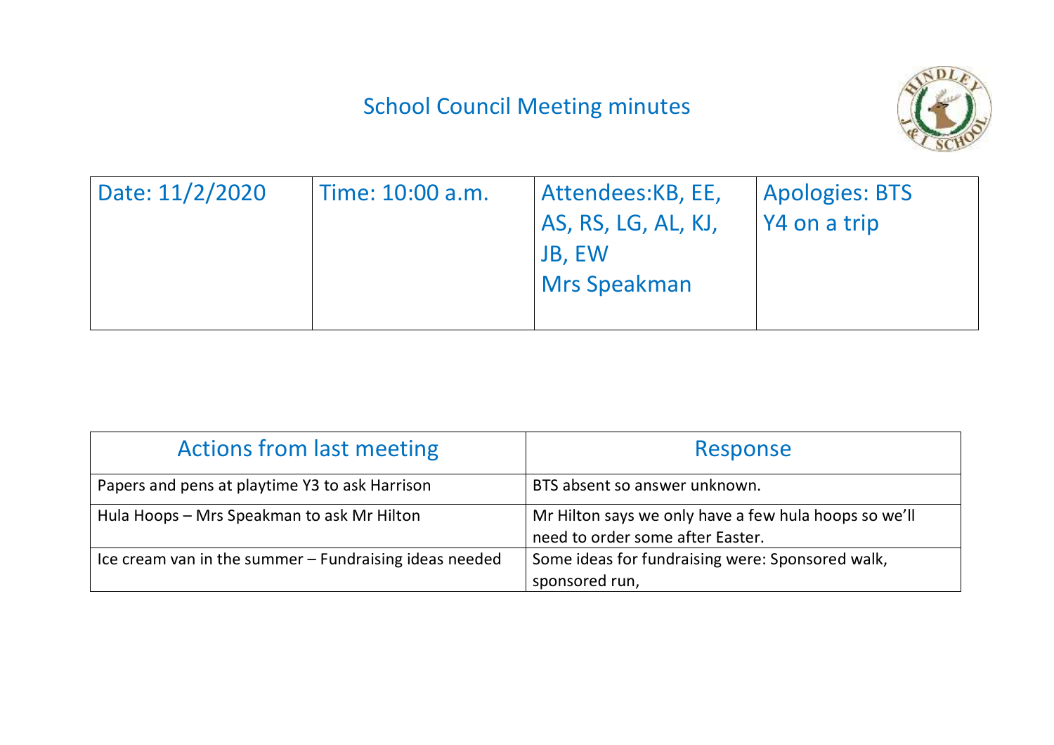# School Council Meeting minutes

| Date: 11/2/2020 | Time: 10:00 a.m. | Attendees:KB, EE, AS, RS, LG, AL, KJ, JB, EW Mrs Speakman | Apologies: BTS Y4 on a trip |
|---|---|---|---|

| Actions from last meeting | Response |
|---|---|
| Papers and pens at playtime Y3 to ask Harrison | BTS absent so answer unknown. |
| Hula Hoops – Mrs Speakman to ask Mr Hilton | Mr Hilton says we only have a few hula hoops so we'll need to order some after Easter. |
| Ice cream van in the summer – Fundraising ideas needed | Some ideas for fundraising were: Sponsored walk, sponsored run, |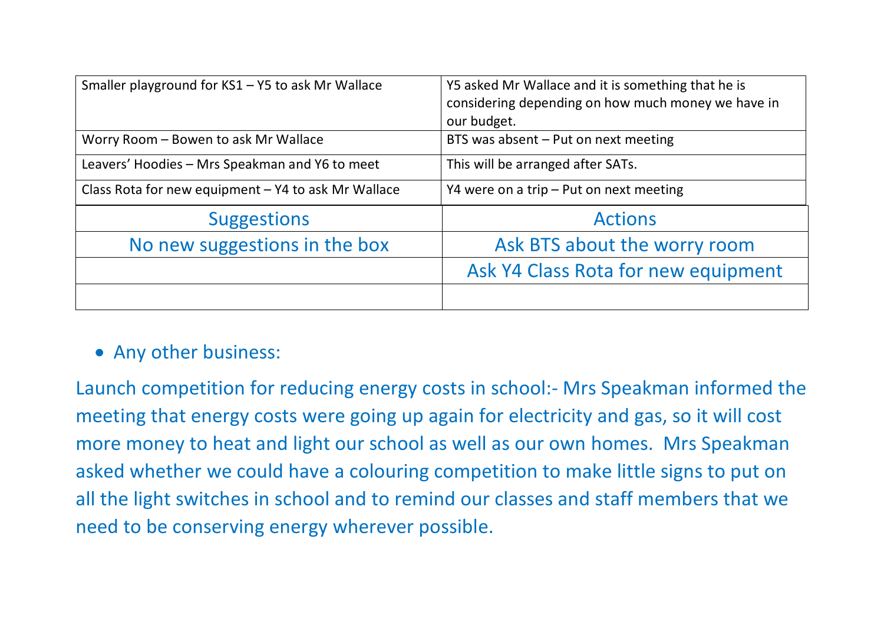| | |
|---|---|
| Smaller playground for KS1 – Y5 to ask Mr Wallace | Y5 asked Mr Wallace and it is something that he is considering depending on how much money we have in our budget. |
| Worry Room – Bowen to ask Mr Wallace | BTS was absent – Put on next meeting |
| Leavers' Hoodies – Mrs Speakman and Y6 to meet | This will be arranged after SATs. |
| Class Rota for new equipment – Y4 to ask Mr Wallace | Y4 were on a trip – Put on next meeting |

| Suggestions | Actions |
|---|---|
| No new suggestions in the box | Ask BTS about the worry room |
| | Ask Y4 Class Rota for new equipment |
| | |

- Any other business:

Launch competition for reducing energy costs in school:- Mrs Speakman informed the meeting that energy costs were going up again for electricity and gas, so it will cost more money to heat and light our school as well as our own homes. Mrs Speakman asked whether we could have a colouring competition to make little signs to put on all the light switches in school and to remind our classes and staff members that we need to be conserving energy wherever possible.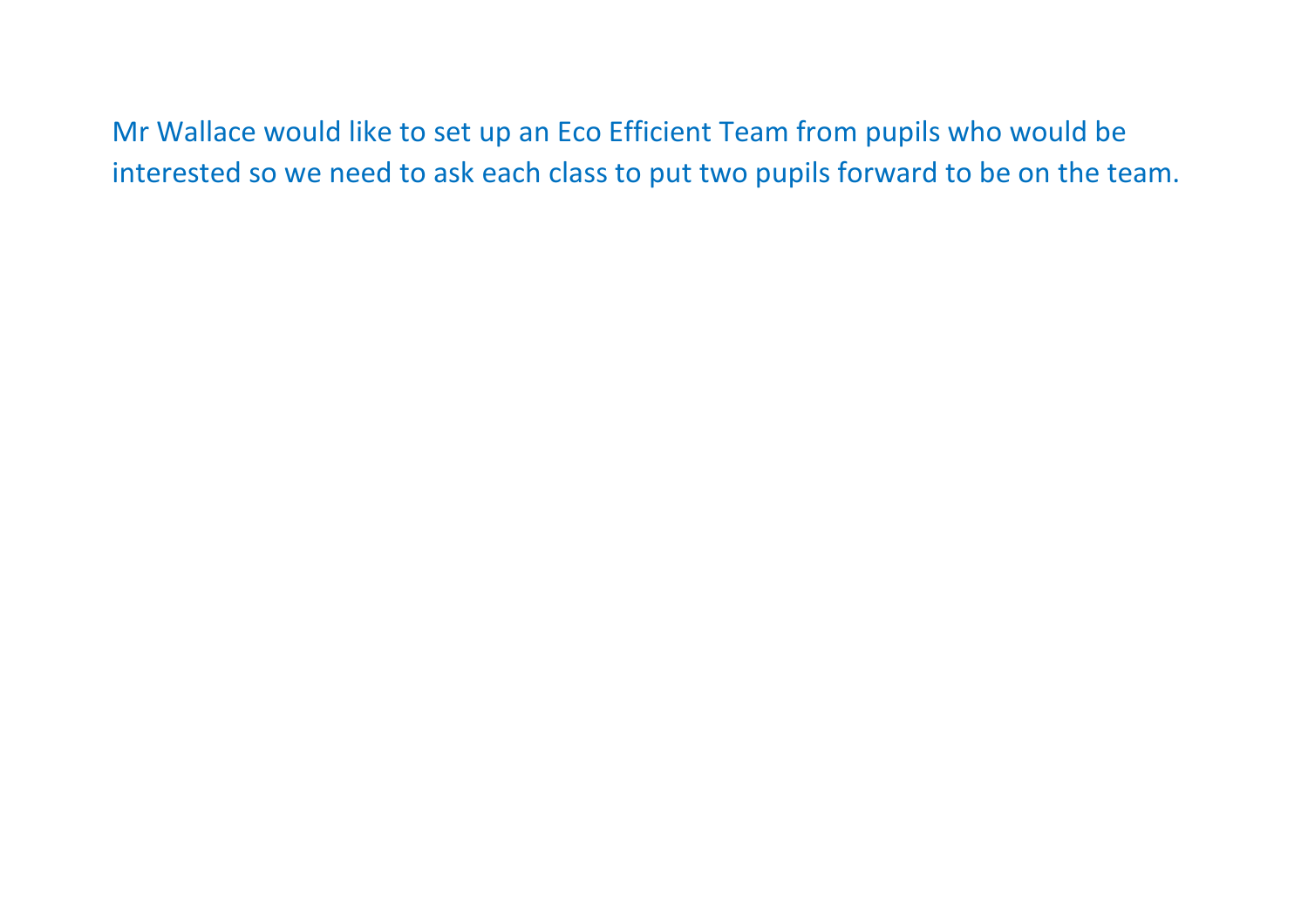Mr Wallace would like to set up an Eco Efficient Team from pupils who would be interested so we need to ask each class to put two pupils forward to be on the team.